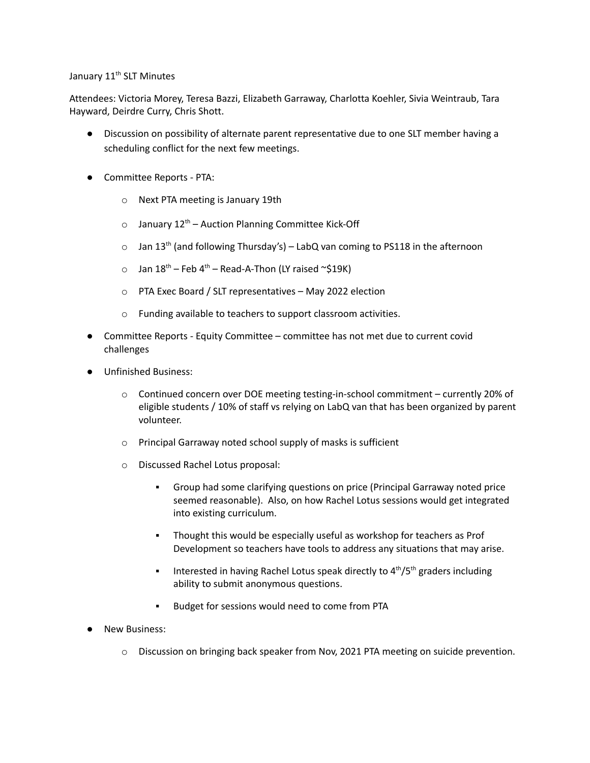January 11th SLT Minutes

Attendees: Victoria Morey, Teresa Bazzi, Elizabeth Garraway, Charlotta Koehler, Sivia Weintraub, Tara Hayward, Deirdre Curry, Chris Shott.

- Discussion on possibility of alternate parent representative due to one SLT member having a scheduling conflict for the next few meetings.

- Committee Reports - PTA:
  - Next PTA meeting is January 19th
  - January 12th – Auction Planning Committee Kick-Off
  - Jan 13th (and following Thursday's) – LabQ van coming to PS118 in the afternoon
  - Jan 18th – Feb 4th – Read-A-Thon (LY raised ~$19K)
  - PTA Exec Board / SLT representatives – May 2022 election
  - Funding available to teachers to support classroom activities.

- Committee Reports - Equity Committee – committee has not met due to current covid challenges

- Unfinished Business:
  - Continued concern over DOE meeting testing-in-school commitment – currently 20% of eligible students / 10% of staff vs relying on LabQ van that has been organized by parent volunteer.
  - Principal Garraway noted school supply of masks is sufficient
  - Discussed Rachel Lotus proposal:
    - Group had some clarifying questions on price (Principal Garraway noted price seemed reasonable). Also, on how Rachel Lotus sessions would get integrated into existing curriculum.
    - Thought this would be especially useful as workshop for teachers as Prof Development so teachers have tools to address any situations that may arise.
    - Interested in having Rachel Lotus speak directly to 4th/5th graders including ability to submit anonymous questions.
    - Budget for sessions would need to come from PTA

- New Business:
  - Discussion on bringing back speaker from Nov, 2021 PTA meeting on suicide prevention.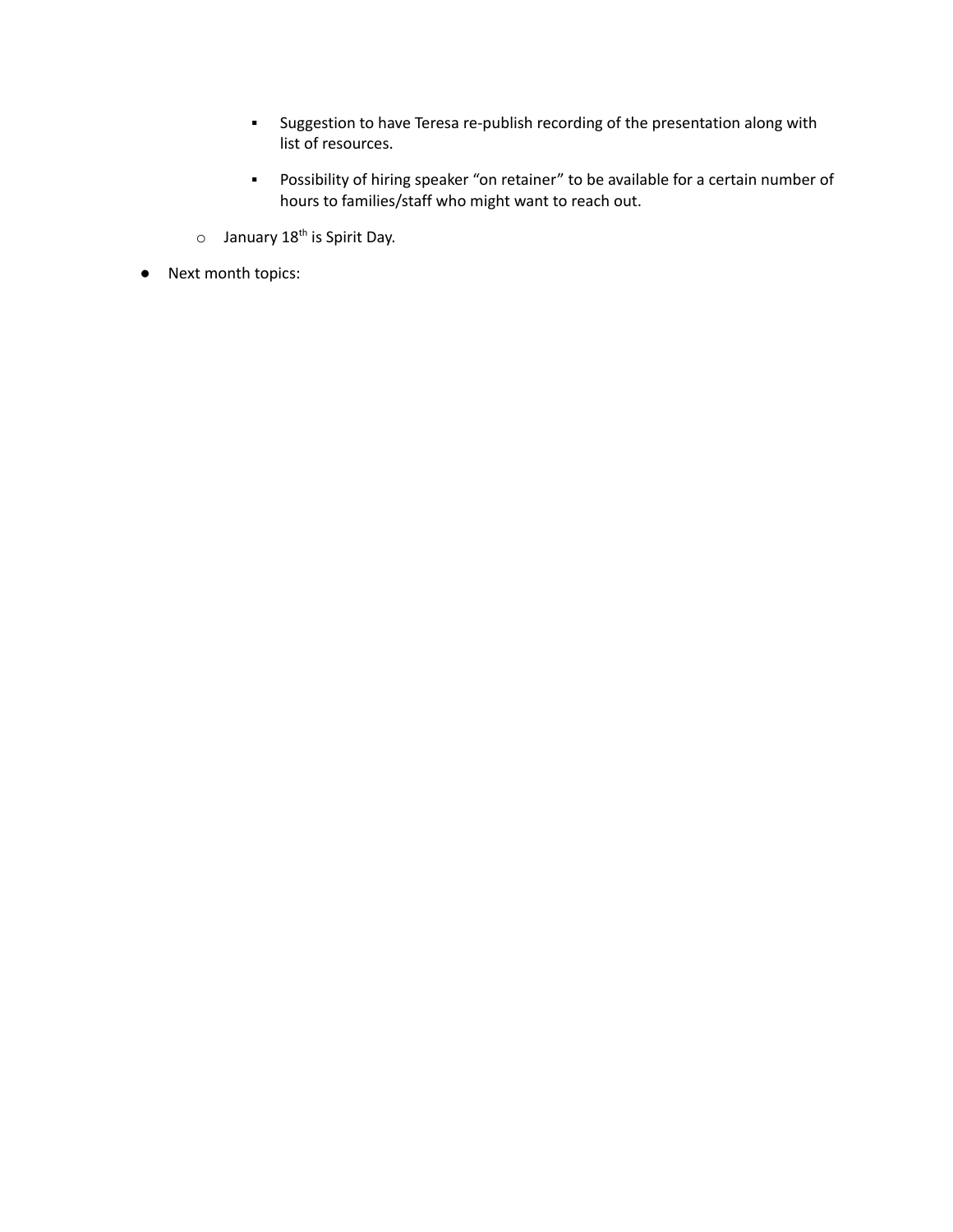- Suggestion to have Teresa re-publish recording of the presentation along with list of resources.
    - Possibility of hiring speaker "on retainer" to be available for a certain number of hours to families/staff who might want to reach out.
  - January 18th is Spirit Day.
- Next month topics: